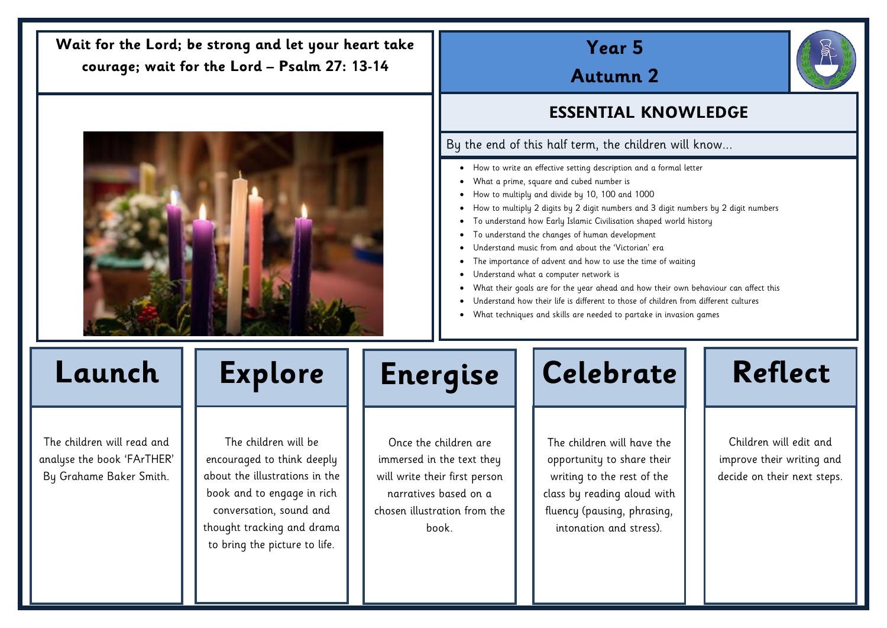**Wait for the Lord; be strong and let your heart take courage; wait for the Lord – Psalm 27: 13-14**

# Year 5

## Autumn 2

## ESSENTIAL KNOWLEDGE

By the end of this half term, the children will know…

- How to write an effective setting description and a formal letter
- What a prime, square and cubed number is
- How to multiply and divide by 10, 100 and 1000
- How to multiply 2 digits by 2 digit numbers and 3 digit numbers by 2 digit numbers
- To understand how Early Islamic Civilisation shaped world history
- To understand the changes of human development
- Understand music from and about the 'Victorian' era
- The importance of advent and how to use the time of waiting
- Understand what a computer network is
- What their goals are for the year ahead and how their own behaviour can affect this
- Understand how their life is different to those of children from different cultures
- What techniques and skills are needed to partake in invasion games

## Launch

The children will read and analyse the book 'FArTHER' By Grahame Baker Smith.

## Explore

The children will be encouraged to think deeply about the illustrations in the book and to engage in rich conversation, sound and thought tracking and drama to bring the picture to life.

## Energise

Once the children are immersed in the text they will write their first person narratives based on a chosen illustration from the book.

## Celebrate

The children will have the opportunity to share their writing to the rest of the class by reading aloud with fluency (pausing, phrasing, intonation and stress).

## Reflect

Children will edit and improve their writing and decide on their next steps.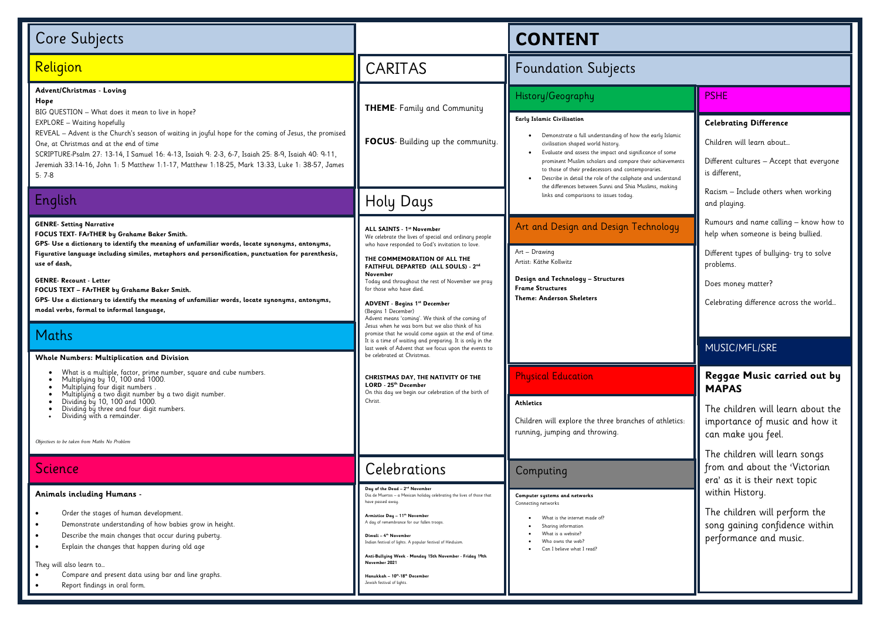# Core Subjects

## Religion

**Advent/Christmas - Loving**

**Hope**

BIG QUESTION – What does it mean to live in hope?

EXPLORE – Waiting hopefully

REVEAL – Advent is the Church's season of waiting in joyful hope for the coming of Jesus, the promised One, at Christmas and at the end of time

SCRIPTURE-Psalm 27: 13-14, I Samuel 16: 4-13, Isaiah 9: 2-3, 6-7, Isaiah 25: 8-9, Isaiah 40: 9-11, Jeremiah 33:14-16, John 1: 5 Matthew 1:1-17, Matthew 1:18-25, Mark 13:33, Luke 1: 38-57, James 5: 7-8

## English

**GENRE- Setting Narrative**

**FOCUS TEXT- FArTHER by Grahame Baker Smith.**

**GPS- Use a dictionary to identify the meaning of unfamiliar words, locate synonyms, antonyms, Figurative language including similes, metaphors and personification, punctuation for parenthesis, use of dash,**

**GENRE- Recount - Letter**

**FOCUS TEXT – FArTHER by Grahame Baker Smith.**

**GPS- Use a dictionary to identify the meaning of unfamiliar words, locate synonyms, antonyms, modal verbs, formal to informal language,**

## Maths

**Whole Numbers: Multiplication and Division**

- What is a multiple, factor, prime number, square and cube numbers.
- Multiplying by 10, 100 and 1000.
- Multiplying four digit numbers .
- Multiplying a two digit number by a two digit number.
- Dividing by 10, 100 and 1000.
- Dividing by three and four digit numbers.
- Dividing with a remainder.

*Objectives to be taken from Maths No Problem*

## Science

**Animals including Humans -**

- Order the stages of human development.
- Demonstrate understanding of how babies grow in height.
- Describe the main changes that occur during puberty.
- Explain the changes that happen during old age

They will also learn to…

- Compare and present data using bar and line graphs.
- Report findings in oral form.

## CARITAS

**THEME**- Family and Community

**FOCUS**- Building up the community.

## Holy Days

**ALL SAINTS - 1st November**
We celebrate the lives of special and ordinary people who have responded to God's invitation to love.

**THE COMMEMORATION OF ALL THE FAITHFUL DEPARTED (ALL SOULS) - 2nd November**
Today and throughout the rest of November we pray for those who have died.

**ADVENT - Begins 1st December**
(Begins 1 December)
Advent means 'coming'. We think of the coming of Jesus when he was born but we also think of his promise that he would come again at the end of time. It is a time of waiting and preparing. It is only in the last week of Advent that we focus upon the events to be celebrated at Christmas.

**CHRISTMAS DAY, THE NATIVITY OF THE LORD - 25th December**
On this day we begin our celebration of the birth of Christ.

## Celebrations

**Day of the Dead – 2nd November**
Dia de Muertos – a Mexican holiday celebrating the lives of those that have passed away.

**Armistice Day – 11th November**
A day of remembrance for our fallen troops.

**Diwali – 4th November**
Indian festival of lights. A popular festival of Hinduism.

**Anti-Bullying Week - Monday 15th November - Friday 19th November 2021**

**Hanukkah – 10th-18th December**
Jewish festival of lights.

# CONTENT

## Foundation Subjects

### History/Geography

**Early Islamic Civilisation**

- Demonstrate a full understanding of how the early Islamic civilisation shaped world history.
- Evaluate and assess the impact and significance of some prominent Muslim scholars and compare their achievements to those of their predecessors and contemporaries.
- Describe in detail the role of the caliphate and understand the differences between Sunni and Shia Muslims, making links and comparisons to issues today.

### Art and Design and Design Technology

Art – Drawing
Artist: Käthe Kollwitz

**Design and Technology – Structures**
**Frame Structures**
**Theme: Anderson Sheleters**

### Physical Education

**Athletics**

Children will explore the three branches of athletics: running, jumping and throwing.

### Computing

**Computer systems and networks**
Connecting networks

- What is the internet made of?
- Sharing information
- What is a website?
- Who owns the web?
- Can I believe what I read?

### PSHE

**Celebrating Difference**

Children will learn about…

Different cultures – Accept that everyone is different,

Racism – Include others when working and playing.

Rumours and name calling – know how to help when someone is being bullied.

Different types of bullying- try to solve problems.

Does money matter?

Celebrating difference across the world…

### MUSIC/MFL/SRE

**Reggae Music carried out by MAPAS**

The children will learn about the importance of music and how it can make you feel.

The children will learn songs from and about the 'Victorian era' as it is their next topic within History.

The children will perform the song gaining confidence within performance and music.